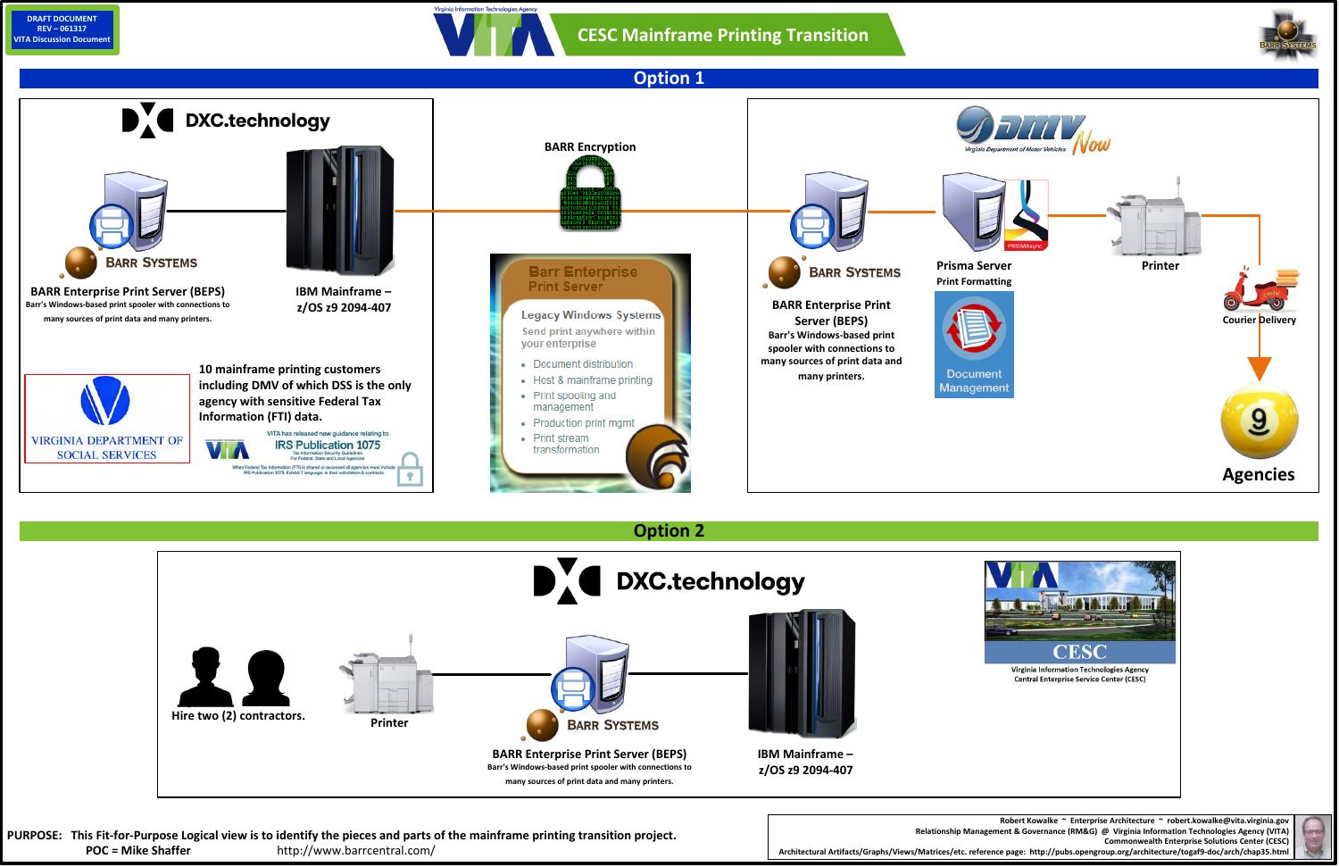DRAFT DOCUMENT
REV – 061317
VITA Discussion Document

Virginia Information Technologies Agency

# CESC Mainframe Printing Transition

BARR SYSTEMS

## Option 1

**DXC.technology**

BARR SYSTEMS

**BARR Enterprise Print Server (BEPS)**
Barr's Windows-based print spooler with connections to many sources of print data and many printers.

**IBM Mainframe – z/OS z9 2094-407**

**BARR Encryption**

Barr Enterprise Print Server

Legacy Windows Systems
Send print anywhere within your enterprise

- Document distribution
- Host & mainframe printing
- Print spooling and management
- Production print mgmt
- Print stream transformation

10 mainframe printing customers including DMV of which DSS is the only agency with sensitive Federal Tax Information (FTI) data.

VIRGINIA DEPARTMENT OF SOCIAL SERVICES

VITA has released new guidance relating to
IRS Publication 1075
Tax Information Security Guidelines For Federal, State and Local Agencies
When Federal Tax Information (FTI) is shared or accessed all agencies must include IRS Publication 1075, Exhibit 7 language in their solicitation & contracts.

DMV Now
Virginia Department of Motor Vehicles

BARR SYSTEMS

**BARR Enterprise Print Server (BEPS)**
Barr's Windows-based print spooler with connections to many sources of print data and many printers.

**Prisma Server**
Print Formatting

PRISMAsync

Document Management

**Printer**

Courier Delivery

**Agencies**

## Option 2

**DXC.technology**

Hire two (2) contractors.

**Printer**

BARR SYSTEMS

**BARR Enterprise Print Server (BEPS)**
Barr's Windows-based print spooler with connections to many sources of print data and many printers.

**IBM Mainframe – z/OS z9 2094-407**

CESC
Virginia Information Technologies Agency
Central Enterprise Service Center (CESC)

PURPOSE: This Fit-for-Purpose Logical view is to identify the pieces and parts of the mainframe printing transition project.
POC = Mike Shaffer http://www.barrcentral.com/

Robert Kowalke ~ Enterprise Architecture ~ robert.kowalke@vita.virginia.gov
Relationship Management & Governance (RM&G) @ Virginia Information Technologies Agency (VITA)
Commonwealth Enterprise Solutions Center (CESC)
Architectural Artifacts/Graphs/Views/Matrices/etc. reference page: http://pubs.opengroup.org/architecture/togaf9-doc/arch/chap35.html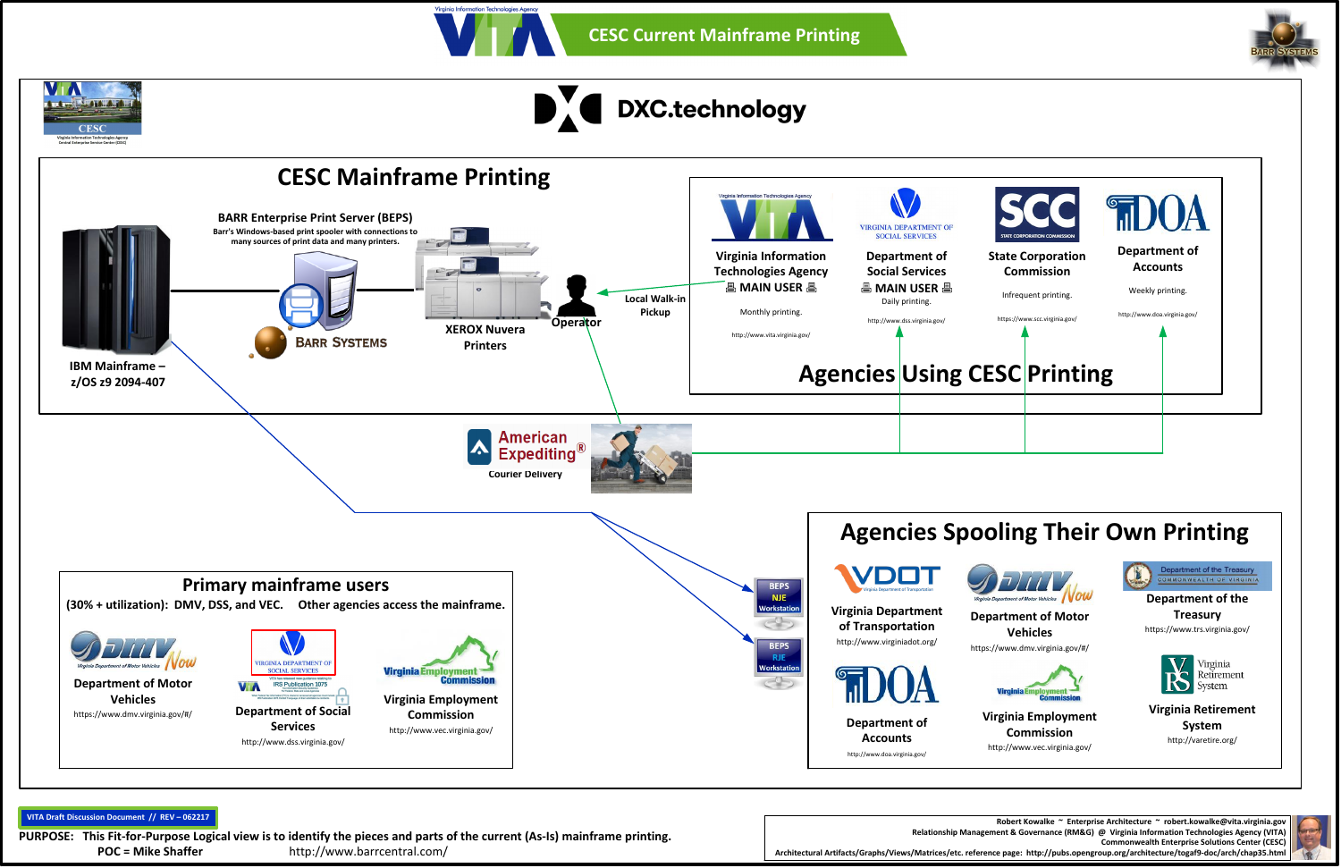# CESC Current Mainframe Printing

Virginia Information Technologies Agency

BARR SYSTEMS

CESC

DXC.technology

## CESC Mainframe Printing

**BARR Enterprise Print Server (BEPS)**
Barr's Windows-based print spooler with connections to many sources of print data and many printers.

BARR SYSTEMS

IBM Mainframe – z/OS z9 2094-407

XEROX Nuvera Printers

Operator

Local Walk-in Pickup

## Agencies Using CESC Printing

- **Virginia Information Technologies Agency** — MAIN USER — Monthly printing. — http://www.vita.virginia.gov/
- **Department of Social Services** — MAIN USER — Daily printing. — http://www.dss.virginia.gov/
- **State Corporation Commission** — Infrequent printing. — https://www.scc.virginia.gov/
- **Department of Accounts** — Weekly printing. — http://www.doa.virginia.gov/

American Expediting®
Courier Delivery

## Primary mainframe users

(30% + utilization): DMV, DSS, and VEC. Other agencies access the mainframe.

- **Department of Motor Vehicles** — https://www.dmv.virginia.gov/#/
- **Department of Social Services** — http://www.dss.virginia.gov/
- **Virginia Employment Commission** — http://www.vec.virginia.gov/

BEPS NJE Workstation

BEPS RJE Workstation

## Agencies Spooling Their Own Printing

- **Virginia Department of Transportation** — http://www.virginiadot.org/
- **Department of Motor Vehicles** — https://www.dmv.virginia.gov/#/
- **Department of the Treasury** — https://www.trs.virginia.gov/
- **Department of Accounts** — http://www.doa.virginia.gov/
- **Virginia Employment Commission** — http://www.vec.virginia.gov/
- **Virginia Retirement System** — http://varetire.org/

VITA Draft Discussion Document // REV – 062217

PURPOSE: This Fit-for-Purpose Logical view is to identify the pieces and parts of the current (As-Is) mainframe printing.
POC = Mike Shaffer http://www.barrcentral.com/

Robert Kowalke ~ Enterprise Architecture ~ robert.kowalke@vita.virginia.gov
Relationship Management & Governance (RM&G) @ Virginia Information Technologies Agency (VITA)
Commonwealth Enterprise Solutions Center (CESC)
Architectural Artifacts/Graphs/Views/Matrices/etc. reference page: http://pubs.opengroup.org/architecture/togaf9-doc/arch/chap35.html